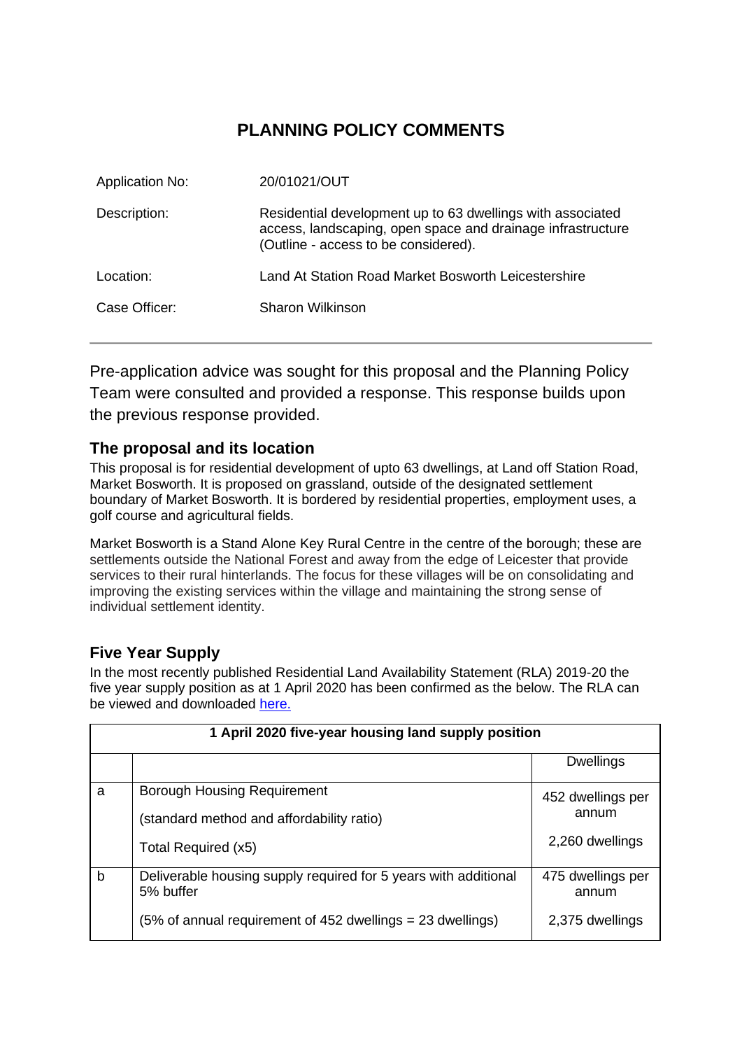# PLANNING POLICY COMMENTS

| | |
|---|---|
| Application No: | 20/01021/OUT |
| Description: | Residential development up to 63 dwellings with associated access, landscaping, open space and drainage infrastructure (Outline - access to be considered). |
| Location: | Land At Station Road Market Bosworth Leicestershire |
| Case Officer: | Sharon Wilkinson |

Pre-application advice was sought for this proposal and the Planning Policy Team were consulted and provided a response. This response builds upon the previous response provided.

## The proposal and its location

This proposal is for residential development of upto 63 dwellings, at Land off Station Road, Market Bosworth. It is proposed on grassland, outside of the designated settlement boundary of Market Bosworth. It is bordered by residential properties, employment uses, a golf course and agricultural fields.

Market Bosworth is a Stand Alone Key Rural Centre in the centre of the borough; these are settlements outside the National Forest and away from the edge of Leicester that provide services to their rural hinterlands. The focus for these villages will be on consolidating and improving the existing services within the village and maintaining the strong sense of individual settlement identity.

## Five Year Supply

In the most recently published Residential Land Availability Statement (RLA) 2019-20 the five year supply position as at 1 April 2020 has been confirmed as the below. The RLA can be viewed and downloaded [here.]

| 1 April 2020 five-year housing land supply position | | |
|---|---|---|
| | | Dwellings |
| a | Borough Housing Requirement<br>(standard method and affordability ratio)<br>Total Required (x5) | 452 dwellings per annum<br>2,260 dwellings |
| b | Deliverable housing supply required for 5 years with additional 5% buffer<br>(5% of annual requirement of 452 dwellings = 23 dwellings) | 475 dwellings per annum<br>2,375 dwellings |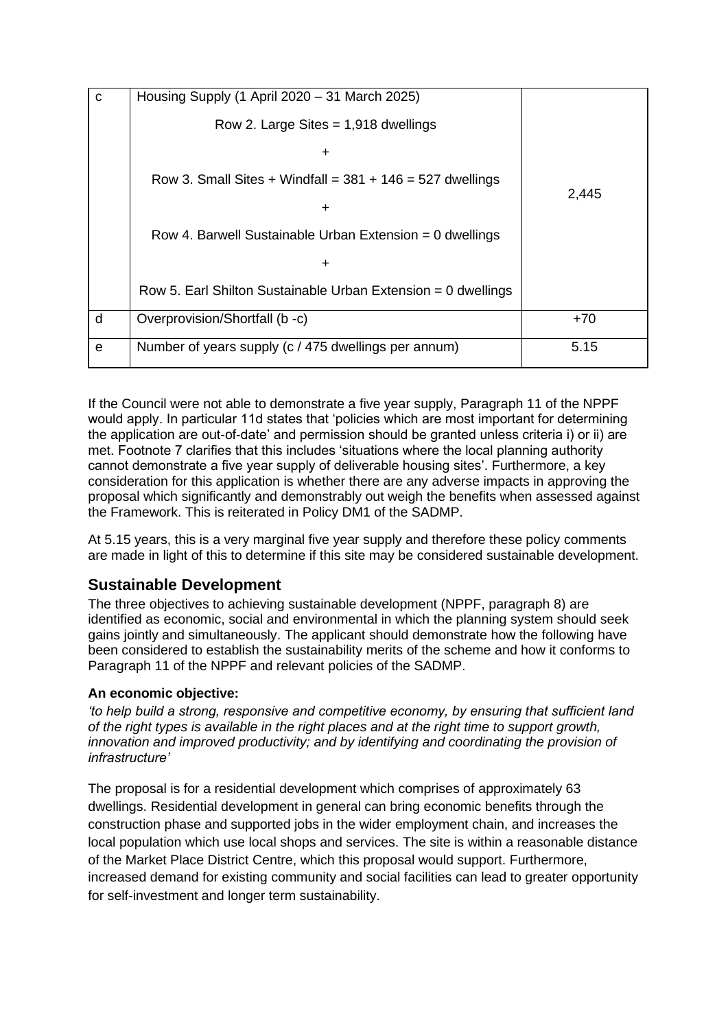| c | Housing Supply (1 April 2020 – 31 March 2025)<br><br>Row 2. Large Sites = 1,918 dwellings<br>+<br>Row 3. Small Sites + Windfall = 381 + 146 = 527 dwellings<br>+<br>Row 4. Barwell Sustainable Urban Extension = 0 dwellings<br>+<br>Row 5. Earl Shilton Sustainable Urban Extension = 0 dwellings | 2,445 |
|---|---|---|
| d | Overprovision/Shortfall (b -c) | +70 |
| e | Number of years supply (c / 475 dwellings per annum) | 5.15 |

If the Council were not able to demonstrate a five year supply, Paragraph 11 of the NPPF would apply. In particular 11d states that 'policies which are most important for determining the application are out-of-date' and permission should be granted unless criteria i) or ii) are met. Footnote 7 clarifies that this includes 'situations where the local planning authority cannot demonstrate a five year supply of deliverable housing sites'. Furthermore, a key consideration for this application is whether there are any adverse impacts in approving the proposal which significantly and demonstrably out weigh the benefits when assessed against the Framework. This is reiterated in Policy DM1 of the SADMP.

At 5.15 years, this is a very marginal five year supply and therefore these policy comments are made in light of this to determine if this site may be considered sustainable development.

## Sustainable Development

The three objectives to achieving sustainable development (NPPF, paragraph 8) are identified as economic, social and environmental in which the planning system should seek gains jointly and simultaneously. The applicant should demonstrate how the following have been considered to establish the sustainability merits of the scheme and how it conforms to Paragraph 11 of the NPPF and relevant policies of the SADMP.

**An economic objective:**

*'to help build a strong, responsive and competitive economy, by ensuring that sufficient land of the right types is available in the right places and at the right time to support growth, innovation and improved productivity; and by identifying and coordinating the provision of infrastructure'*

The proposal is for a residential development which comprises of approximately 63 dwellings. Residential development in general can bring economic benefits through the construction phase and supported jobs in the wider employment chain, and increases the local population which use local shops and services. The site is within a reasonable distance of the Market Place District Centre, which this proposal would support. Furthermore, increased demand for existing community and social facilities can lead to greater opportunity for self-investment and longer term sustainability.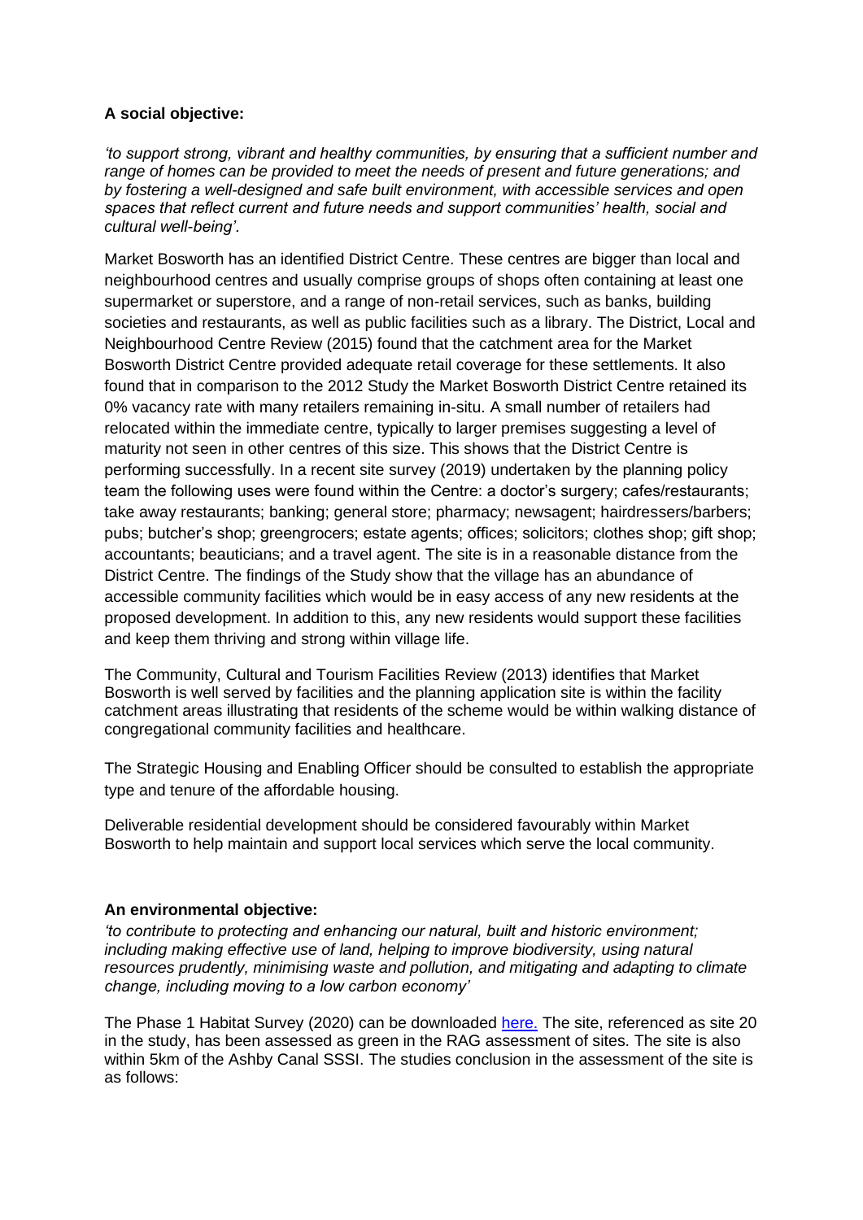**A social objective:**

*'to support strong, vibrant and healthy communities, by ensuring that a sufficient number and range of homes can be provided to meet the needs of present and future generations; and by fostering a well-designed and safe built environment, with accessible services and open spaces that reflect current and future needs and support communities' health, social and cultural well-being'.*

Market Bosworth has an identified District Centre. These centres are bigger than local and neighbourhood centres and usually comprise groups of shops often containing at least one supermarket or superstore, and a range of non-retail services, such as banks, building societies and restaurants, as well as public facilities such as a library. The District, Local and Neighbourhood Centre Review (2015) found that the catchment area for the Market Bosworth District Centre provided adequate retail coverage for these settlements. It also found that in comparison to the 2012 Study the Market Bosworth District Centre retained its 0% vacancy rate with many retailers remaining in-situ. A small number of retailers had relocated within the immediate centre, typically to larger premises suggesting a level of maturity not seen in other centres of this size. This shows that the District Centre is performing successfully. In a recent site survey (2019) undertaken by the planning policy team the following uses were found within the Centre: a doctor's surgery; cafes/restaurants; take away restaurants; banking; general store; pharmacy; newsagent; hairdressers/barbers; pubs; butcher's shop; greengrocers; estate agents; offices; solicitors; clothes shop; gift shop; accountants; beauticians; and a travel agent. The site is in a reasonable distance from the District Centre. The findings of the Study show that the village has an abundance of accessible community facilities which would be in easy access of any new residents at the proposed development. In addition to this, any new residents would support these facilities and keep them thriving and strong within village life.

The Community, Cultural and Tourism Facilities Review (2013) identifies that Market Bosworth is well served by facilities and the planning application site is within the facility catchment areas illustrating that residents of the scheme would be within walking distance of congregational community facilities and healthcare.

The Strategic Housing and Enabling Officer should be consulted to establish the appropriate type and tenure of the affordable housing.

Deliverable residential development should be considered favourably within Market Bosworth to help maintain and support local services which serve the local community.

**An environmental objective:**

*'to contribute to protecting and enhancing our natural, built and historic environment; including making effective use of land, helping to improve biodiversity, using natural resources prudently, minimising waste and pollution, and mitigating and adapting to climate change, including moving to a low carbon economy'*

The Phase 1 Habitat Survey (2020) can be downloaded [here.](#) The site, referenced as site 20 in the study, has been assessed as green in the RAG assessment of sites. The site is also within 5km of the Ashby Canal SSSI. The studies conclusion in the assessment of the site is as follows: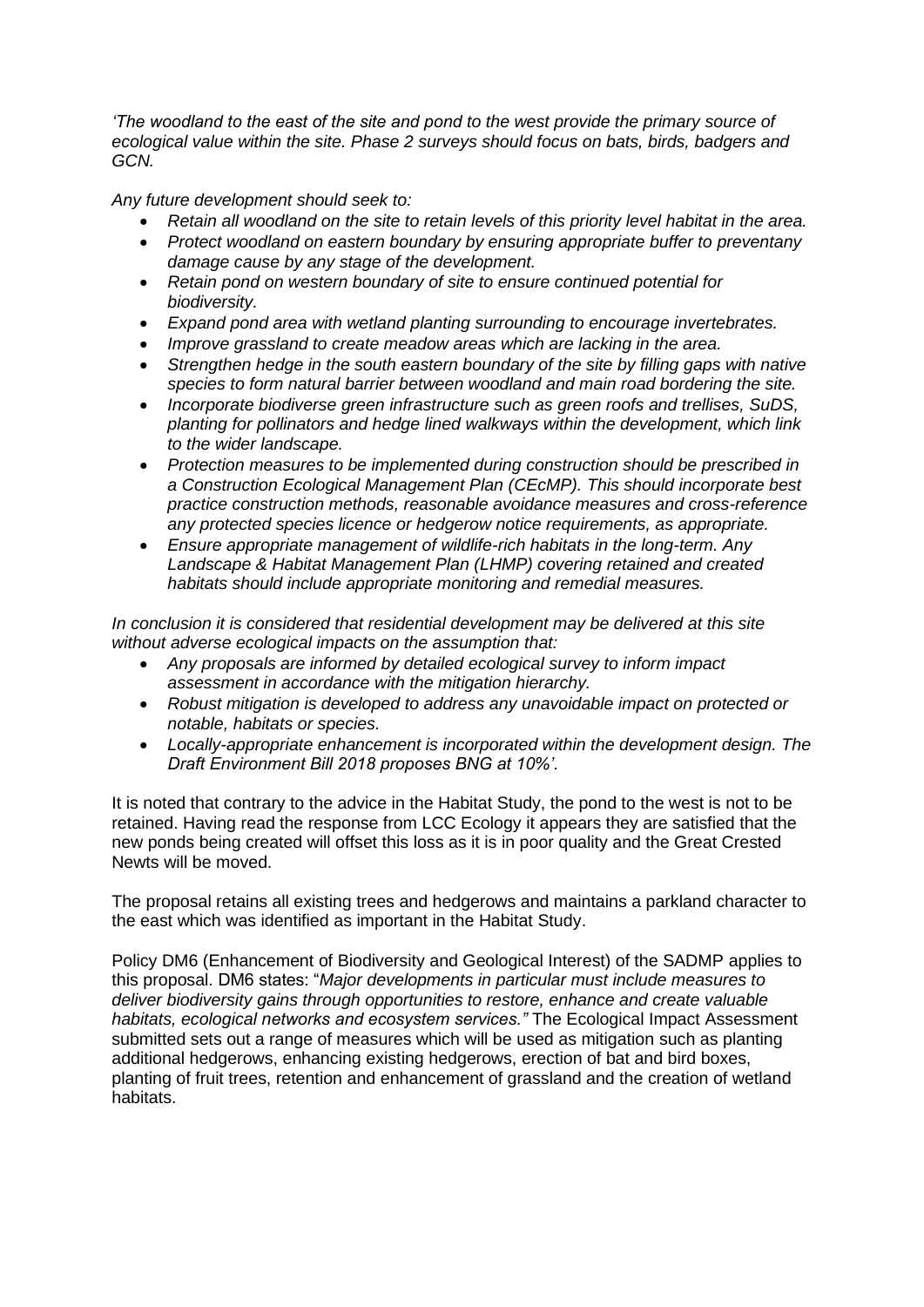*'The woodland to the east of the site and pond to the west provide the primary source of ecological value within the site. Phase 2 surveys should focus on bats, birds, badgers and GCN.*

*Any future development should seek to:*

- *Retain all woodland on the site to retain levels of this priority level habitat in the area.*
- *Protect woodland on eastern boundary by ensuring appropriate buffer to preventany damage cause by any stage of the development.*
- *Retain pond on western boundary of site to ensure continued potential for biodiversity.*
- *Expand pond area with wetland planting surrounding to encourage invertebrates.*
- *Improve grassland to create meadow areas which are lacking in the area.*
- *Strengthen hedge in the south eastern boundary of the site by filling gaps with native species to form natural barrier between woodland and main road bordering the site.*
- *Incorporate biodiverse green infrastructure such as green roofs and trellises, SuDS, planting for pollinators and hedge lined walkways within the development, which link to the wider landscape.*
- *Protection measures to be implemented during construction should be prescribed in a Construction Ecological Management Plan (CEcMP). This should incorporate best practice construction methods, reasonable avoidance measures and cross-reference any protected species licence or hedgerow notice requirements, as appropriate.*
- *Ensure appropriate management of wildlife-rich habitats in the long-term. Any Landscape & Habitat Management Plan (LHMP) covering retained and created habitats should include appropriate monitoring and remedial measures.*

*In conclusion it is considered that residential development may be delivered at this site without adverse ecological impacts on the assumption that:*

- *Any proposals are informed by detailed ecological survey to inform impact assessment in accordance with the mitigation hierarchy.*
- *Robust mitigation is developed to address any unavoidable impact on protected or notable, habitats or species.*
- *Locally-appropriate enhancement is incorporated within the development design. The Draft Environment Bill 2018 proposes BNG at 10%'.*

It is noted that contrary to the advice in the Habitat Study, the pond to the west is not to be retained. Having read the response from LCC Ecology it appears they are satisfied that the new ponds being created will offset this loss as it is in poor quality and the Great Crested Newts will be moved.

The proposal retains all existing trees and hedgerows and maintains a parkland character to the east which was identified as important in the Habitat Study.

Policy DM6 (Enhancement of Biodiversity and Geological Interest) of the SADMP applies to this proposal. DM6 states: "*Major developments in particular must include measures to deliver biodiversity gains through opportunities to restore, enhance and create valuable habitats, ecological networks and ecosystem services."* The Ecological Impact Assessment submitted sets out a range of measures which will be used as mitigation such as planting additional hedgerows, enhancing existing hedgerows, erection of bat and bird boxes, planting of fruit trees, retention and enhancement of grassland and the creation of wetland habitats.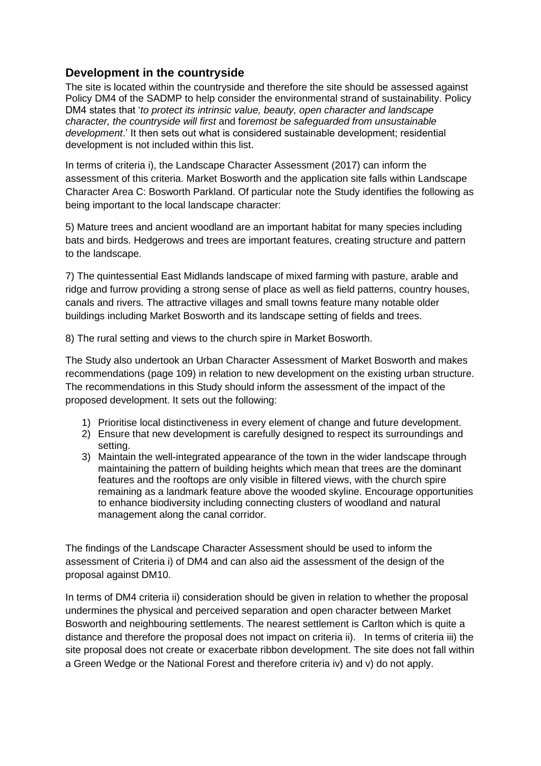## Development in the countryside

The site is located within the countryside and therefore the site should be assessed against Policy DM4 of the SADMP to help consider the environmental strand of sustainability. Policy DM4 states that '*to protect its intrinsic value, beauty, open character and landscape character, the countryside will first* and f*oremost be safeguarded from unsustainable development*.' It then sets out what is considered sustainable development; residential development is not included within this list.

In terms of criteria i), the Landscape Character Assessment (2017) can inform the assessment of this criteria. Market Bosworth and the application site falls within Landscape Character Area C: Bosworth Parkland. Of particular note the Study identifies the following as being important to the local landscape character:

5) Mature trees and ancient woodland are an important habitat for many species including bats and birds. Hedgerows and trees are important features, creating structure and pattern to the landscape.

7) The quintessential East Midlands landscape of mixed farming with pasture, arable and ridge and furrow providing a strong sense of place as well as field patterns, country houses, canals and rivers. The attractive villages and small towns feature many notable older buildings including Market Bosworth and its landscape setting of fields and trees.

8) The rural setting and views to the church spire in Market Bosworth.

The Study also undertook an Urban Character Assessment of Market Bosworth and makes recommendations (page 109) in relation to new development on the existing urban structure. The recommendations in this Study should inform the assessment of the impact of the proposed development. It sets out the following:

1) Prioritise local distinctiveness in every element of change and future development.
2) Ensure that new development is carefully designed to respect its surroundings and setting.
3) Maintain the well-integrated appearance of the town in the wider landscape through maintaining the pattern of building heights which mean that trees are the dominant features and the rooftops are only visible in filtered views, with the church spire remaining as a landmark feature above the wooded skyline. Encourage opportunities to enhance biodiversity including connecting clusters of woodland and natural management along the canal corridor.

The findings of the Landscape Character Assessment should be used to inform the assessment of Criteria i) of DM4 and can also aid the assessment of the design of the proposal against DM10.

In terms of DM4 criteria ii) consideration should be given in relation to whether the proposal undermines the physical and perceived separation and open character between Market Bosworth and neighbouring settlements. The nearest settlement is Carlton which is quite a distance and therefore the proposal does not impact on criteria ii). In terms of criteria iii) the site proposal does not create or exacerbate ribbon development. The site does not fall within a Green Wedge or the National Forest and therefore criteria iv) and v) do not apply.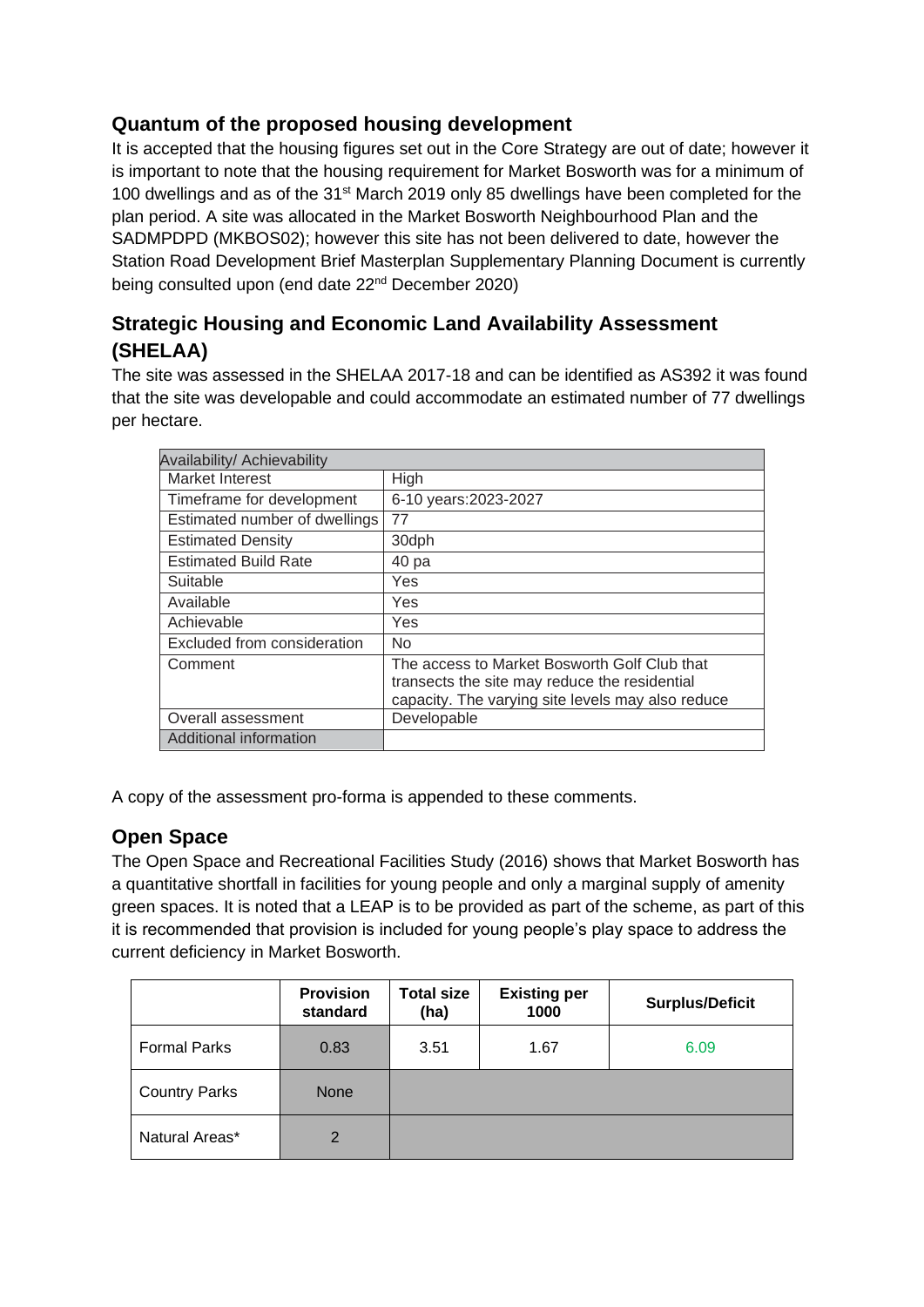## Quantum of the proposed housing development

It is accepted that the housing figures set out in the Core Strategy are out of date; however it is important to note that the housing requirement for Market Bosworth was for a minimum of 100 dwellings and as of the 31st March 2019 only 85 dwellings have been completed for the plan period. A site was allocated in the Market Bosworth Neighbourhood Plan and the SADMPDPD (MKBOS02); however this site has not been delivered to date, however the Station Road Development Brief Masterplan Supplementary Planning Document is currently being consulted upon (end date 22nd December 2020)

## Strategic Housing and Economic Land Availability Assessment (SHELAA)

The site was assessed in the SHELAA 2017-18 and can be identified as AS392 it was found that the site was developable and could accommodate an estimated number of 77 dwellings per hectare.

| Availability/ Achievability | |
|---|---|
| Market Interest | High |
| Timeframe for development | 6-10 years:2023-2027 |
| Estimated number of dwellings | 77 |
| Estimated Density | 30dph |
| Estimated Build Rate | 40 pa |
| Suitable | Yes |
| Available | Yes |
| Achievable | Yes |
| Excluded from consideration | No |
| Comment | The access to Market Bosworth Golf Club that transects the site may reduce the residential capacity. The varying site levels may also reduce |
| Overall assessment | Developable |
| Additional information | |

A copy of the assessment pro-forma is appended to these comments.

## Open Space

The Open Space and Recreational Facilities Study (2016) shows that Market Bosworth has a quantitative shortfall in facilities for young people and only a marginal supply of amenity green spaces. It is noted that a LEAP is to be provided as part of the scheme, as part of this it is recommended that provision is included for young people's play space to address the current deficiency in Market Bosworth.

| | Provision standard | Total size (ha) | Existing per 1000 | Surplus/Deficit |
|---|---|---|---|---|
| Formal Parks | 0.83 | 3.51 | 1.67 | 6.09 |
| Country Parks | None | | | |
| Natural Areas* | 2 | | | |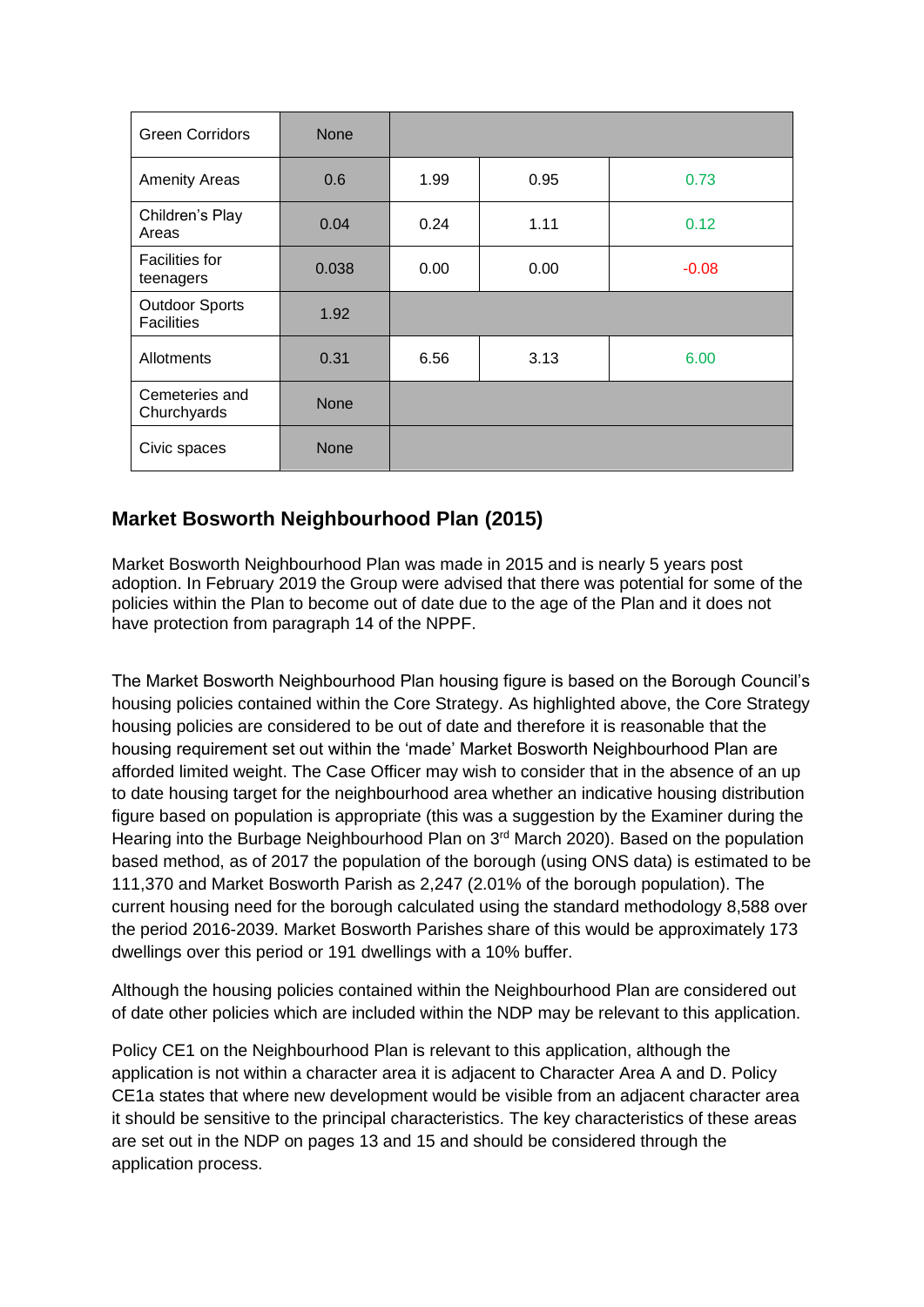| | | | | |
|---|---|---|---|---|
| Green Corridors | None | | | |
| Amenity Areas | 0.6 | 1.99 | 0.95 | 0.73 |
| Children's Play Areas | 0.04 | 0.24 | 1.11 | 0.12 |
| Facilities for teenagers | 0.038 | 0.00 | 0.00 | -0.08 |
| Outdoor Sports Facilities | 1.92 | | | |
| Allotments | 0.31 | 6.56 | 3.13 | 6.00 |
| Cemeteries and Churchyards | None | | | |
| Civic spaces | None | | | |

## Market Bosworth Neighbourhood Plan (2015)

Market Bosworth Neighbourhood Plan was made in 2015 and is nearly 5 years post adoption. In February 2019 the Group were advised that there was potential for some of the policies within the Plan to become out of date due to the age of the Plan and it does not have protection from paragraph 14 of the NPPF.

The Market Bosworth Neighbourhood Plan housing figure is based on the Borough Council's housing policies contained within the Core Strategy. As highlighted above, the Core Strategy housing policies are considered to be out of date and therefore it is reasonable that the housing requirement set out within the 'made' Market Bosworth Neighbourhood Plan are afforded limited weight. The Case Officer may wish to consider that in the absence of an up to date housing target for the neighbourhood area whether an indicative housing distribution figure based on population is appropriate (this was a suggestion by the Examiner during the Hearing into the Burbage Neighbourhood Plan on 3rd March 2020). Based on the population based method, as of 2017 the population of the borough (using ONS data) is estimated to be 111,370 and Market Bosworth Parish as 2,247 (2.01% of the borough population). The current housing need for the borough calculated using the standard methodology 8,588 over the period 2016-2039. Market Bosworth Parishes share of this would be approximately 173 dwellings over this period or 191 dwellings with a 10% buffer.

Although the housing policies contained within the Neighbourhood Plan are considered out of date other policies which are included within the NDP may be relevant to this application.

Policy CE1 on the Neighbourhood Plan is relevant to this application, although the application is not within a character area it is adjacent to Character Area A and D. Policy CE1a states that where new development would be visible from an adjacent character area it should be sensitive to the principal characteristics. The key characteristics of these areas are set out in the NDP on pages 13 and 15 and should be considered through the application process.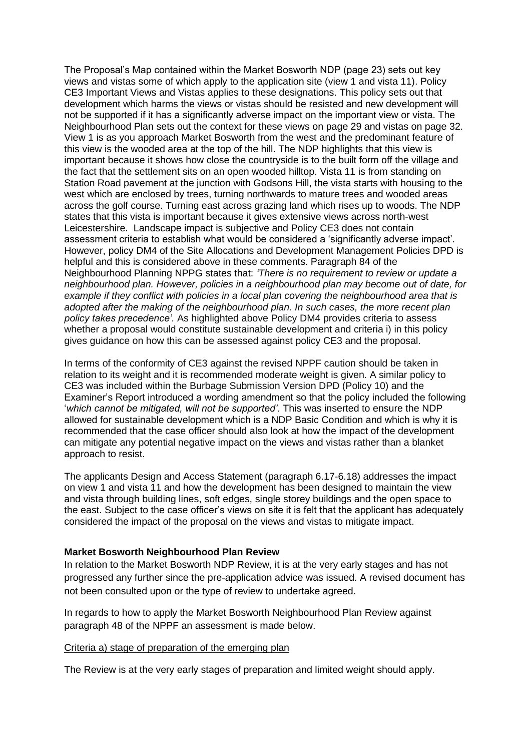The Proposal's Map contained within the Market Bosworth NDP (page 23) sets out key views and vistas some of which apply to the application site (view 1 and vista 11). Policy CE3 Important Views and Vistas applies to these designations. This policy sets out that development which harms the views or vistas should be resisted and new development will not be supported if it has a significantly adverse impact on the important view or vista. The Neighbourhood Plan sets out the context for these views on page 29 and vistas on page 32. View 1 is as you approach Market Bosworth from the west and the predominant feature of this view is the wooded area at the top of the hill. The NDP highlights that this view is important because it shows how close the countryside is to the built form off the village and the fact that the settlement sits on an open wooded hilltop. Vista 11 is from standing on Station Road pavement at the junction with Godsons Hill, the vista starts with housing to the west which are enclosed by trees, turning northwards to mature trees and wooded areas across the golf course. Turning east across grazing land which rises up to woods. The NDP states that this vista is important because it gives extensive views across north-west Leicestershire. Landscape impact is subjective and Policy CE3 does not contain assessment criteria to establish what would be considered a 'significantly adverse impact'. However, policy DM4 of the Site Allocations and Development Management Policies DPD is helpful and this is considered above in these comments. Paragraph 84 of the Neighbourhood Planning NPPG states that: *'There is no requirement to review or update a neighbourhood plan. However, policies in a neighbourhood plan may become out of date, for example if they conflict with policies in a local plan covering the neighbourhood area that is adopted after the making of the neighbourhood plan. In such cases, the more recent plan policy takes precedence'.* As highlighted above Policy DM4 provides criteria to assess whether a proposal would constitute sustainable development and criteria i) in this policy gives guidance on how this can be assessed against policy CE3 and the proposal.

In terms of the conformity of CE3 against the revised NPPF caution should be taken in relation to its weight and it is recommended moderate weight is given. A similar policy to CE3 was included within the Burbage Submission Version DPD (Policy 10) and the Examiner's Report introduced a wording amendment so that the policy included the following '*which cannot be mitigated, will not be supported'*. This was inserted to ensure the NDP allowed for sustainable development which is a NDP Basic Condition and which is why it is recommended that the case officer should also look at how the impact of the development can mitigate any potential negative impact on the views and vistas rather than a blanket approach to resist.

The applicants Design and Access Statement (paragraph 6.17-6.18) addresses the impact on view 1 and vista 11 and how the development has been designed to maintain the view and vista through building lines, soft edges, single storey buildings and the open space to the east. Subject to the case officer's views on site it is felt that the applicant has adequately considered the impact of the proposal on the views and vistas to mitigate impact.

**Market Bosworth Neighbourhood Plan Review**

In relation to the Market Bosworth NDP Review, it is at the very early stages and has not progressed any further since the pre-application advice was issued. A revised document has not been consulted upon or the type of review to undertake agreed.

In regards to how to apply the Market Bosworth Neighbourhood Plan Review against paragraph 48 of the NPPF an assessment is made below.

<u>Criteria a) stage of preparation of the emerging plan</u>

The Review is at the very early stages of preparation and limited weight should apply.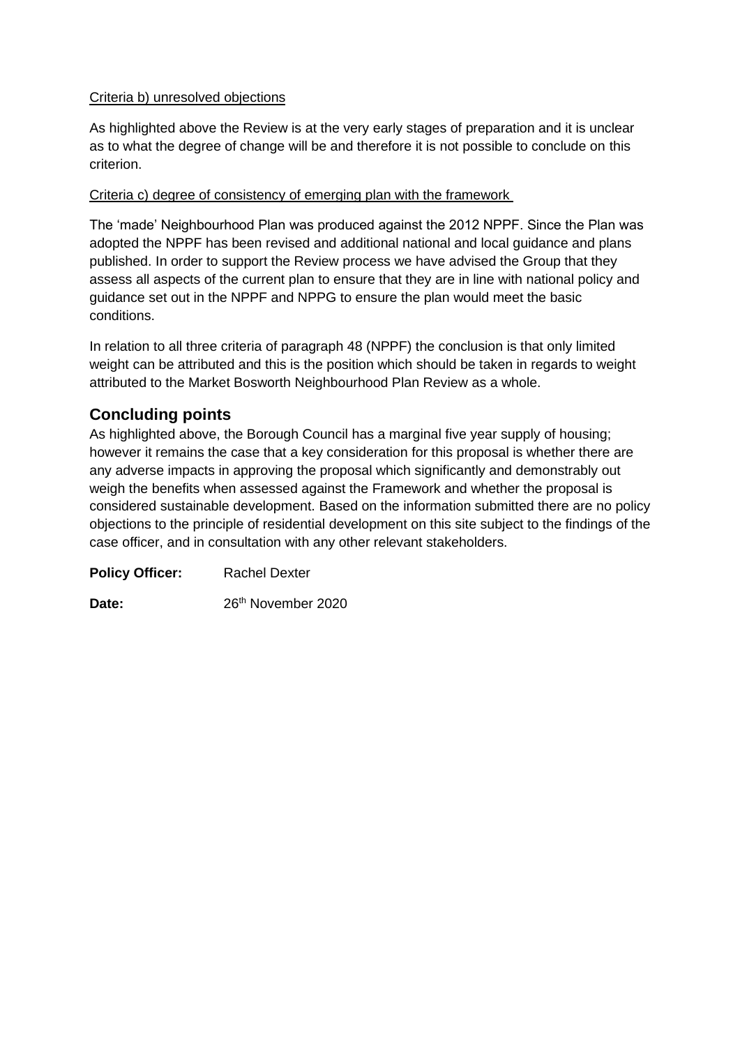<u>Criteria b) unresolved objections</u>

As highlighted above the Review is at the very early stages of preparation and it is unclear as to what the degree of change will be and therefore it is not possible to conclude on this criterion.

<u>Criteria c) degree of consistency of emerging plan with the framework</u>

The 'made' Neighbourhood Plan was produced against the 2012 NPPF. Since the Plan was adopted the NPPF has been revised and additional national and local guidance and plans published. In order to support the Review process we have advised the Group that they assess all aspects of the current plan to ensure that they are in line with national policy and guidance set out in the NPPF and NPPG to ensure the plan would meet the basic conditions.

In relation to all three criteria of paragraph 48 (NPPF) the conclusion is that only limited weight can be attributed and this is the position which should be taken in regards to weight attributed to the Market Bosworth Neighbourhood Plan Review as a whole.

## Concluding points

As highlighted above, the Borough Council has a marginal five year supply of housing; however it remains the case that a key consideration for this proposal is whether there are any adverse impacts in approving the proposal which significantly and demonstrably out weigh the benefits when assessed against the Framework and whether the proposal is considered sustainable development. Based on the information submitted there are no policy objections to the principle of residential development on this site subject to the findings of the case officer, and in consultation with any other relevant stakeholders.

**Policy Officer:** Rachel Dexter

**Date:** 26th November 2020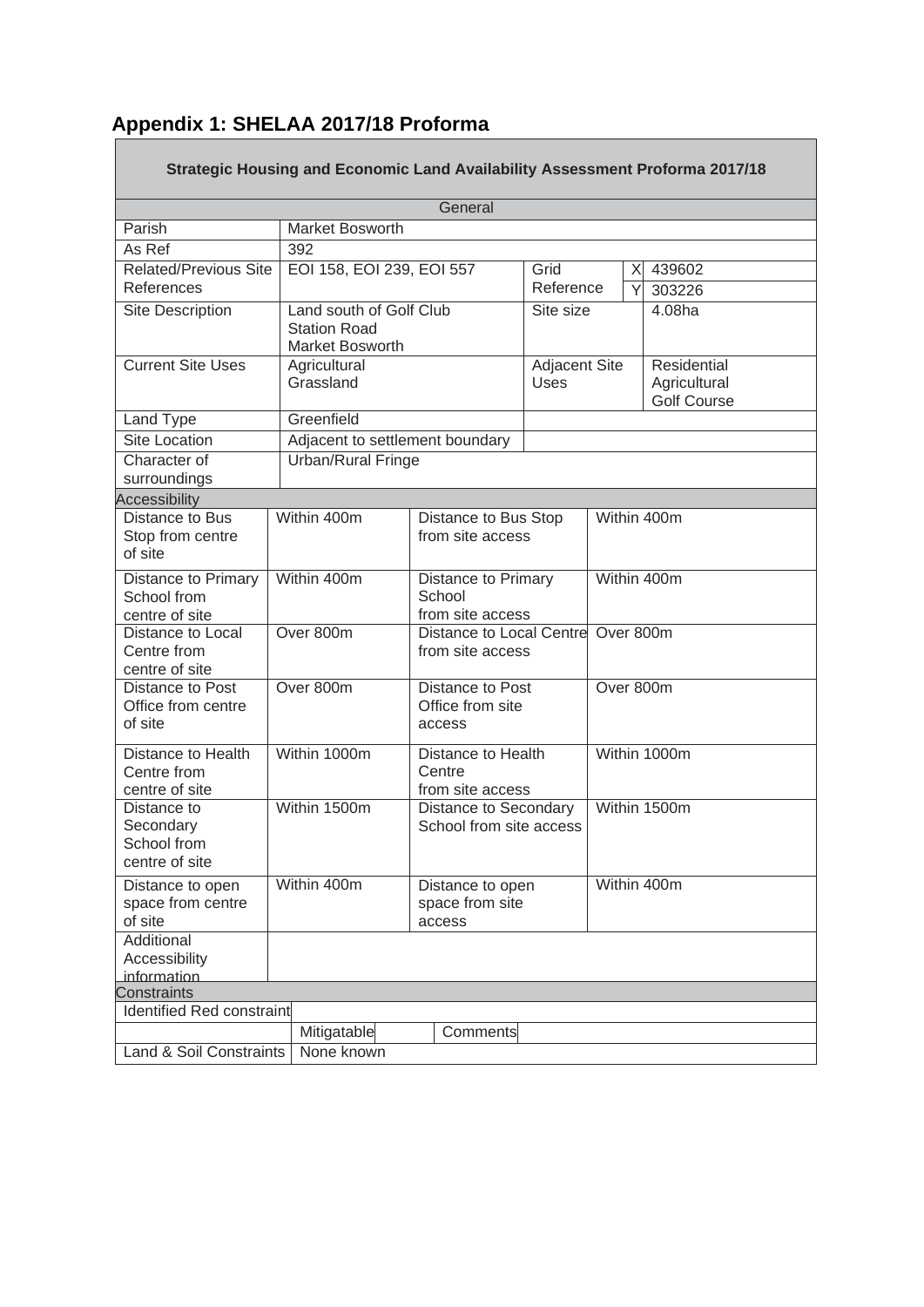## Appendix 1: SHELAA 2017/18 Proforma

| Strategic Housing and Economic Land Availability Assessment Proforma 2017/18 | | | | | |
|---|---|---|---|---|---|
| General | | | | | |
| Parish | Market Bosworth | | | | |
| As Ref | 392 | | | | |
| Related/Previous Site References | EOI 158, EOI 239, EOI 557 | Grid Reference | X | 439602 | |
| | | | Y | 303226 | |
| Site Description | Land south of Golf Club Station Road Market Bosworth | Site size | | 4.08ha | |
| Current Site Uses | Agricultural Grassland | Adjacent Site Uses | | Residential Agricultural Golf Course | |
| Land Type | Greenfield | | | | |
| Site Location | Adjacent to settlement boundary | | | | |
| Character of surroundings | Urban/Rural Fringe | | | | |
| Accessibility | | | | | |
| Distance to Bus Stop from centre of site | Within 400m | Distance to Bus Stop from site access | Within 400m | | |
| Distance to Primary School from centre of site | Within 400m | Distance to Primary School from site access | Within 400m | | |
| Distance to Local Centre from centre of site | Over 800m | Distance to Local Centre from site access | Over 800m | | |
| Distance to Post Office from centre of site | Over 800m | Distance to Post Office from site access | Over 800m | | |
| Distance to Health Centre from centre of site | Within 1000m | Distance to Health Centre from site access | Within 1000m | | |
| Distance to Secondary School from centre of site | Within 1500m | Distance to Secondary School from site access | Within 1500m | | |
| Distance to open space from centre of site | Within 400m | Distance to open space from site access | Within 400m | | |
| Additional Accessibility information | | | | | |
| Constraints | | | | | |
| Identified Red constraint | | | | | |
| | Mitigatable | | Comments | | |
| Land & Soil Constraints | None known | | | | |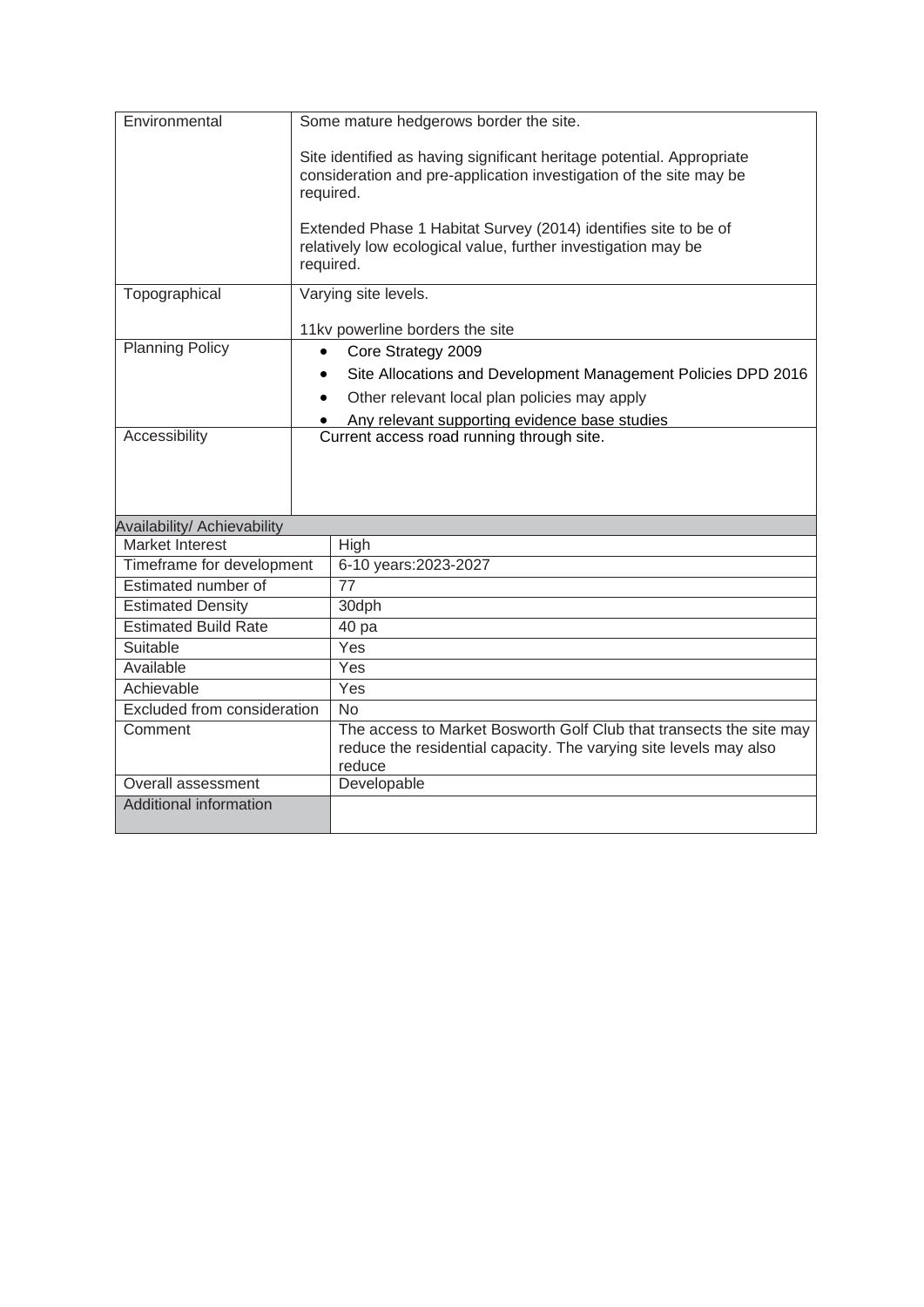| | |
|---|---|
| Environmental | Some mature hedgerows border the site.<br><br>Site identified as having significant heritage potential. Appropriate consideration and pre-application investigation of the site may be required.<br><br>Extended Phase 1 Habitat Survey (2014) identifies site to be of relatively low ecological value, further investigation may be required. |
| Topographical | Varying site levels.<br><br>11kv powerline borders the site |
| Planning Policy | • Core Strategy 2009<br>• Site Allocations and Development Management Policies DPD 2016<br>• Other relevant local plan policies may apply<br>• Any relevant supporting evidence base studies |
| Accessibility | Current access road running through site. |

| Availability/ Achievability | |
|---|---|
| Market Interest | High |
| Timeframe for development | 6-10 years:2023-2027 |
| Estimated number of | 77 |
| Estimated Density | 30dph |
| Estimated Build Rate | 40 pa |
| Suitable | Yes |
| Available | Yes |
| Achievable | Yes |
| Excluded from consideration | No |
| Comment | The access to Market Bosworth Golf Club that transects the site may reduce the residential capacity. The varying site levels may also reduce |
| Overall assessment | Developable |
| Additional information | |